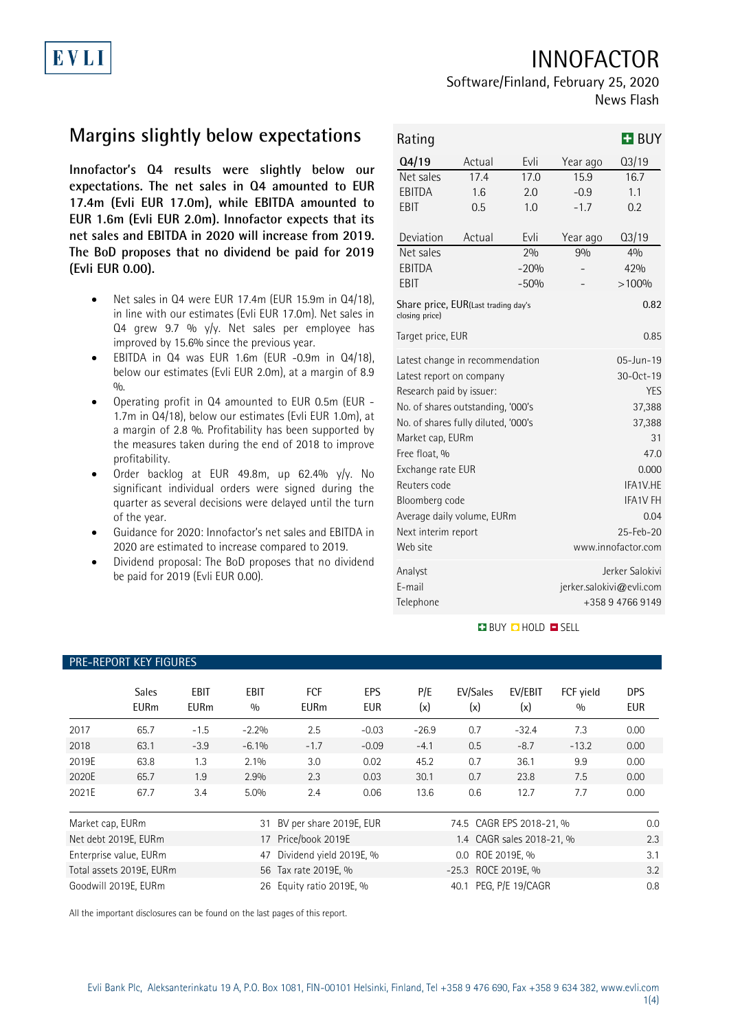EVLI

# INNOFACTOR

Software/Finland, February 25, 2020

News Flash

## Margins slightly below expectations

**Innofactor's Q4 results were slightly below our expectations. The net sales in Q4 amounted to EUR 17.4m (Evli EUR 17.0m), while EBITDA amounted to EUR 1.6m (Evli EUR 2.0m). Innofactor expects that its net sales and EBITDA in 2020 will increase from 2019. The BoD proposes that no dividend be paid for 2019 (Evli EUR 0.00).**

- Net sales in Q4 were EUR 17.4m (EUR 15.9m in Q4/18), in line with our estimates (Evli EUR 17.0m). Net sales in Q4 grew 9.7 % y/y. Net sales per employee has improved by 15.6% since the previous year.
- EBITDA in Q4 was EUR 1.6m (EUR -0.9m in Q4/18), below our estimates (Evli EUR 2.0m), at a margin of 8.9 %.
- Operating profit in Q4 amounted to EUR 0.5m (EUR -1.7m in Q4/18), below our estimates (Evli EUR 1.0m), at a margin of 2.8 %. Profitability has been supported by the measures taken during the end of 2018 to improve profitability.
- Order backlog at EUR 49.8m, up 62.4% y/y. No significant individual orders were signed during the quarter as several decisions were delayed until the turn of the year.
- Guidance for 2020: Innofactor's net sales and EBITDA in 2020 are estimated to increase compared to 2019.
- Dividend proposal: The BoD proposes that no dividend be paid for 2019 (Evli EUR 0.00).

**Rating: BUY**

| Q4/19 | Actual | Evli | Year ago | Q3/19 |
|---|---|---|---|---|
| Net sales | 17.4 | 17.0 | 15.9 | 16.7 |
| EBITDA | 1.6 | 2.0 | -0.9 | 1.1 |
| EBIT | 0.5 | 1.0 | -1.7 | 0.2 |

| Deviation | Actual | Evli | Year ago | Q3/19 |
|---|---|---|---|---|
| Net sales | | 2% | 9% | 4% |
| EBITDA | | -20% | - | 42% |
| EBIT | | -50% | - | >100% |

| | |
|---|---|
| Share price, EUR (Last trading day's closing price) | 0.82 |
| Target price, EUR | 0.85 |
| Latest change in recommendation | 05-Jun-19 |
| Latest report on company | 30-Oct-19 |
| Research paid by issuer: | YES |
| No. of shares outstanding, '000's | 37,388 |
| No. of shares fully diluted, '000's | 37,388 |
| Market cap, EURm | 31 |
| Free float, % | 47.0 |
| Exchange rate EUR | 0.000 |
| Reuters code | IFA1V.HE |
| Bloomberg code | IFA1V FH |
| Average daily volume, EURm | 0.04 |
| Next interim report | 25-Feb-20 |
| Web site | www.innofactor.com |
| Analyst | Jerker Salokivi |
| E-mail | jerker.salokivi@evli.com |
| Telephone | +358 9 4766 9149 |

BUY HOLD SELL

### PRE-REPORT KEY FIGURES

| | Sales EURm | EBIT EURm | EBIT % | FCF EURm | EPS EUR | P/E (x) | EV/Sales (x) | EV/EBIT (x) | FCF yield % | DPS EUR |
|---|---|---|---|---|---|---|---|---|---|---|
| 2017 | 65.7 | -1.5 | -2.2% | 2.5 | -0.03 | -26.9 | 0.7 | -32.4 | 7.3 | 0.00 |
| 2018 | 63.1 | -3.9 | -6.1% | -1.7 | -0.09 | -4.1 | 0.5 | -8.7 | -13.2 | 0.00 |
| 2019E | 63.8 | 1.3 | 2.1% | 3.0 | 0.02 | 45.2 | 0.7 | 36.1 | 9.9 | 0.00 |
| 2020E | 65.7 | 1.9 | 2.9% | 2.3 | 0.03 | 30.1 | 0.7 | 23.8 | 7.5 | 0.00 |
| 2021E | 67.7 | 3.4 | 5.0% | 2.4 | 0.06 | 13.6 | 0.6 | 12.7 | 7.7 | 0.00 |

| | | | | | |
|---|---|---|---|---|---|
| Market cap, EURm | 31 | BV per share 2019E, EUR | 74.5 | CAGR EPS 2018-21, % | 0.0 |
| Net debt 2019E, EURm | 17 | Price/book 2019E | 1.4 | CAGR sales 2018-21, % | 2.3 |
| Enterprise value, EURm | 47 | Dividend yield 2019E, % | 0.0 | ROE 2019E, % | 3.1 |
| Total assets 2019E, EURm | 56 | Tax rate 2019E, % | -25.3 | ROCE 2019E, % | 3.2 |
| Goodwill 2019E, EURm | 26 | Equity ratio 2019E, % | 40.1 | PEG, P/E 19/CAGR | 0.8 |

All the important disclosures can be found on the last pages of this report.

Evli Bank Plc, Aleksanterinkatu 19 A, P.O. Box 1081, FIN-00101 Helsinki, Finland, Tel +358 9 476 690, Fax +358 9 634 382, www.evli.com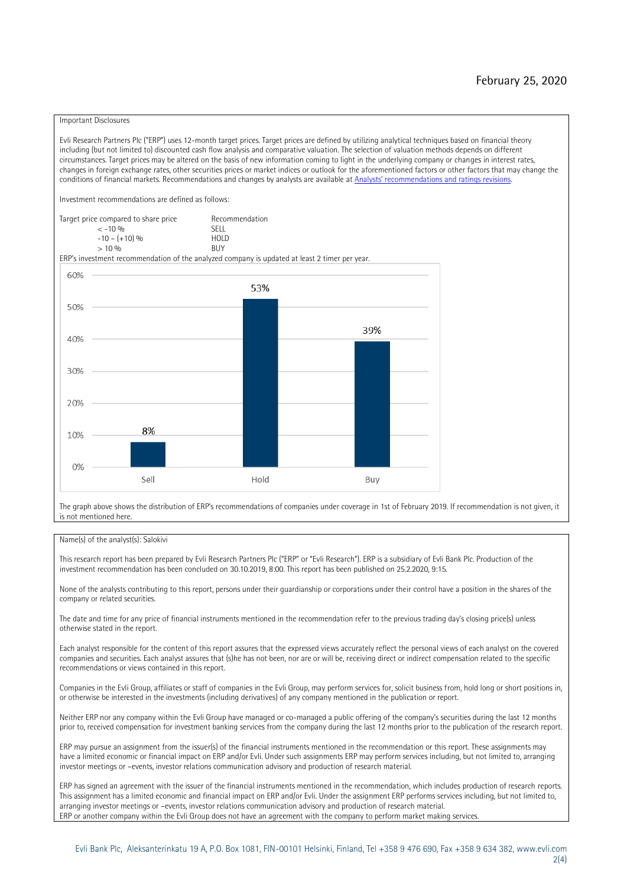February 25, 2020

Important Disclosures

Evli Research Partners Plc ("ERP") uses 12-month target prices. Target prices are defined by utilizing analytical techniques based on financial theory including (but not limited to) discounted cash flow analysis and comparative valuation. The selection of valuation methods depends on different circumstances. Target prices may be altered on the basis of new information coming to light in the underlying company or changes in interest rates, changes in foreign exchange rates, other securities prices or market indices or outlook for the aforementioned factors or other factors that may change the conditions of financial markets. Recommendations and changes by analysts are available at Analysts' recommendations and ratings revisions.

Investment recommendations are defined as follows:

| Target price compared to share price | Recommendation |
|---|---|
| < -10 % | SELL |
| -10 – (+10) % | HOLD |
| > 10 % | BUY |

ERP's investment recommendation of the analyzed company is updated at least 2 timer per year.

| | Sell | Hold | Buy |
|---|---|---|---|
| Share | 8% | 53% | 39% |

The graph above shows the distribution of ERP's recommendations of companies under coverage in 1st of February 2019. If recommendation is not given, it is not mentioned here.

Name(s) of the analyst(s): Salokivi

This research report has been prepared by Evli Research Partners Plc ("ERP" or "Evli Research"). ERP is a subsidiary of Evli Bank Plc. Production of the investment recommendation has been concluded on 30.10.2019, 8:00. This report has been published on 25.2.2020, 9:15.

None of the analysts contributing to this report, persons under their guardianship or corporations under their control have a position in the shares of the company or related securities.

The date and time for any price of financial instruments mentioned in the recommendation refer to the previous trading day's closing price(s) unless otherwise stated in the report.

Each analyst responsible for the content of this report assures that the expressed views accurately reflect the personal views of each analyst on the covered companies and securities. Each analyst assures that (s)he has not been, nor are or will be, receiving direct or indirect compensation related to the specific recommendations or views contained in this report.

Companies in the Evli Group, affiliates or staff of companies in the Evli Group, may perform services for, solicit business from, hold long or short positions in, or otherwise be interested in the investments (including derivatives) of any company mentioned in the publication or report.

Neither ERP nor any company within the Evli Group have managed or co-managed a public offering of the company's securities during the last 12 months prior to, received compensation for investment banking services from the company during the last 12 months prior to the publication of the research report.

ERP may pursue an assignment from the issuer(s) of the financial instruments mentioned in the recommendation or this report. These assignments may have a limited economic or financial impact on ERP and/or Evli. Under such assignments ERP may perform services including, but not limited to, arranging investor meetings or –events, investor relations communication advisory and production of research material.

ERP has signed an agreement with the issuer of the financial instruments mentioned in the recommendation, which includes production of research reports. This assignment has a limited economic and financial impact on ERP and/or Evli. Under the assignment ERP performs services including, but not limited to, arranging investor meetings or –events, investor relations communication advisory and production of research material.
ERP or another company within the Evli Group does not have an agreement with the company to perform market making services.

Evli Bank Plc, Aleksanterinkatu 19 A, P.O. Box 1081, FIN-00101 Helsinki, Finland, Tel +358 9 476 690, Fax +358 9 634 382, www.evli.com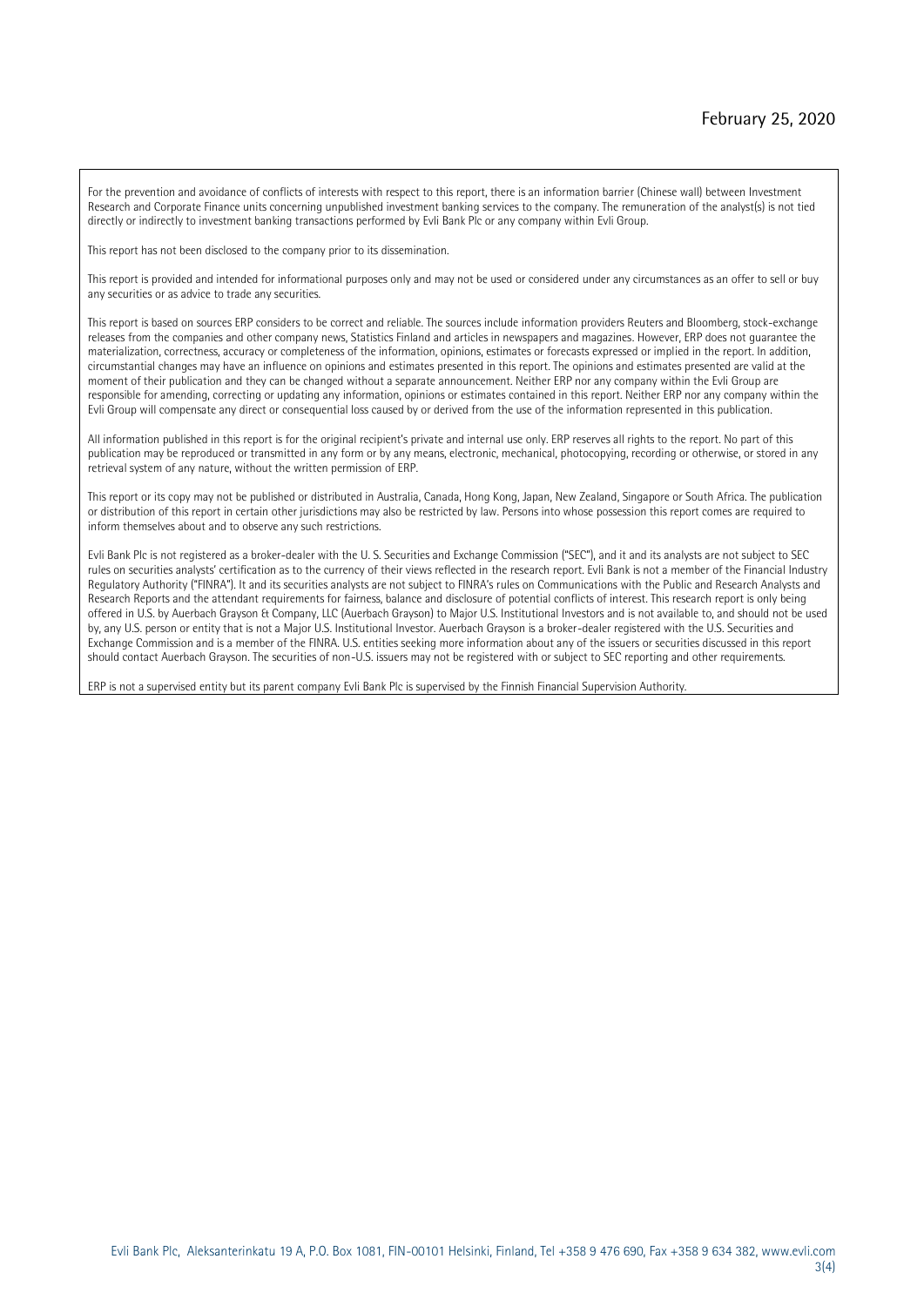For the prevention and avoidance of conflicts of interests with respect to this report, there is an information barrier (Chinese wall) between Investment Research and Corporate Finance units concerning unpublished investment banking services to the company. The remuneration of the analyst(s) is not tied directly or indirectly to investment banking transactions performed by Evli Bank Plc or any company within Evli Group.

This report has not been disclosed to the company prior to its dissemination.

This report is provided and intended for informational purposes only and may not be used or considered under any circumstances as an offer to sell or buy any securities or as advice to trade any securities.

This report is based on sources ERP considers to be correct and reliable. The sources include information providers Reuters and Bloomberg, stock-exchange releases from the companies and other company news, Statistics Finland and articles in newspapers and magazines. However, ERP does not guarantee the materialization, correctness, accuracy or completeness of the information, opinions, estimates or forecasts expressed or implied in the report. In addition, circumstantial changes may have an influence on opinions and estimates presented in this report. The opinions and estimates presented are valid at the moment of their publication and they can be changed without a separate announcement. Neither ERP nor any company within the Evli Group are responsible for amending, correcting or updating any information, opinions or estimates contained in this report. Neither ERP nor any company within the Evli Group will compensate any direct or consequential loss caused by or derived from the use of the information represented in this publication.

All information published in this report is for the original recipient's private and internal use only. ERP reserves all rights to the report. No part of this publication may be reproduced or transmitted in any form or by any means, electronic, mechanical, photocopying, recording or otherwise, or stored in any retrieval system of any nature, without the written permission of ERP.

This report or its copy may not be published or distributed in Australia, Canada, Hong Kong, Japan, New Zealand, Singapore or South Africa. The publication or distribution of this report in certain other jurisdictions may also be restricted by law. Persons into whose possession this report comes are required to inform themselves about and to observe any such restrictions.

Evli Bank Plc is not registered as a broker-dealer with the U. S. Securities and Exchange Commission ("SEC"), and it and its analysts are not subject to SEC rules on securities analysts' certification as to the currency of their views reflected in the research report. Evli Bank is not a member of the Financial Industry Regulatory Authority ("FINRA"). It and its securities analysts are not subject to FINRA's rules on Communications with the Public and Research Analysts and Research Reports and the attendant requirements for fairness, balance and disclosure of potential conflicts of interest. This research report is only being offered in U.S. by Auerbach Grayson & Company, LLC (Auerbach Grayson) to Major U.S. Institutional Investors and is not available to, and should not be used by, any U.S. person or entity that is not a Major U.S. Institutional Investor. Auerbach Grayson is a broker-dealer registered with the U.S. Securities and Exchange Commission and is a member of the FINRA. U.S. entities seeking more information about any of the issuers or securities discussed in this report should contact Auerbach Grayson. The securities of non-U.S. issuers may not be registered with or subject to SEC reporting and other requirements.

ERP is not a supervised entity but its parent company Evli Bank Plc is supervised by the Finnish Financial Supervision Authority.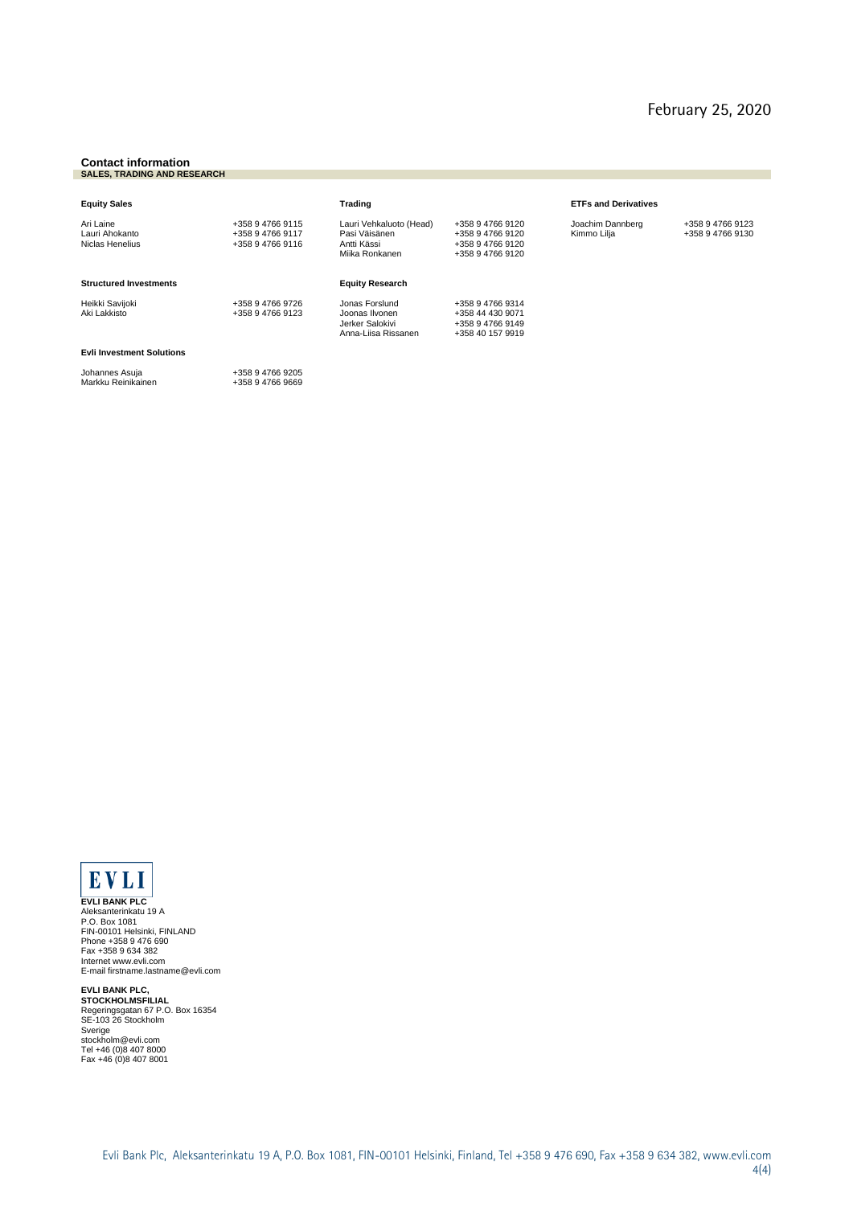February 25, 2020

## Contact information

**SALES, TRADING AND RESEARCH**

**Equity Sales**

| | |
|---|---|
| Ari Laine | +358 9 4766 9115 |
| Lauri Ahokanto | +358 9 4766 9117 |
| Niclas Henelius | +358 9 4766 9116 |

**Trading**

| | |
|---|---|
| Lauri Vehkaluoto (Head) | +358 9 4766 9120 |
| Pasi Väisänen | +358 9 4766 9120 |
| Antti Kässi | +358 9 4766 9120 |
| Miika Ronkanen | +358 9 4766 9120 |

**ETFs and Derivatives**

| | |
|---|---|
| Joachim Dannberg | +358 9 4766 9123 |
| Kimmo Lilja | +358 9 4766 9130 |

**Structured Investments**

| | |
|---|---|
| Heikki Savijoki | +358 9 4766 9726 |
| Aki Lakkisto | +358 9 4766 9123 |

**Equity Research**

| | |
|---|---|
| Jonas Forslund | +358 9 4766 9314 |
| Joonas Ilvonen | +358 44 430 9071 |
| Jerker Salokivi | +358 9 4766 9149 |
| Anna-Liisa Rissanen | +358 40 157 9919 |

**Evli Investment Solutions**

| | |
|---|---|
| Johannes Asuja | +358 9 4766 9205 |
| Markku Reinikainen | +358 9 4766 9669 |

EVLI

**EVLI BANK PLC**
Aleksanterinkatu 19 A
P.O. Box 1081
FIN-00101 Helsinki, FINLAND
Phone +358 9 476 690
Fax +358 9 634 382
Internet www.evli.com
E-mail firstname.lastname@evli.com

**EVLI BANK PLC, STOCKHOLMSFILIAL**
Regeringsgatan 67 P.O. Box 16354
SE-103 26 Stockholm
Sverige
stockholm@evli.com
Tel +46 (0)8 407 8000
Fax +46 (0)8 407 8001

Evli Bank Plc, Aleksanterinkatu 19 A, P.O. Box 1081, FIN-00101 Helsinki, Finland, Tel +358 9 476 690, Fax +358 9 634 382, www.evli.com